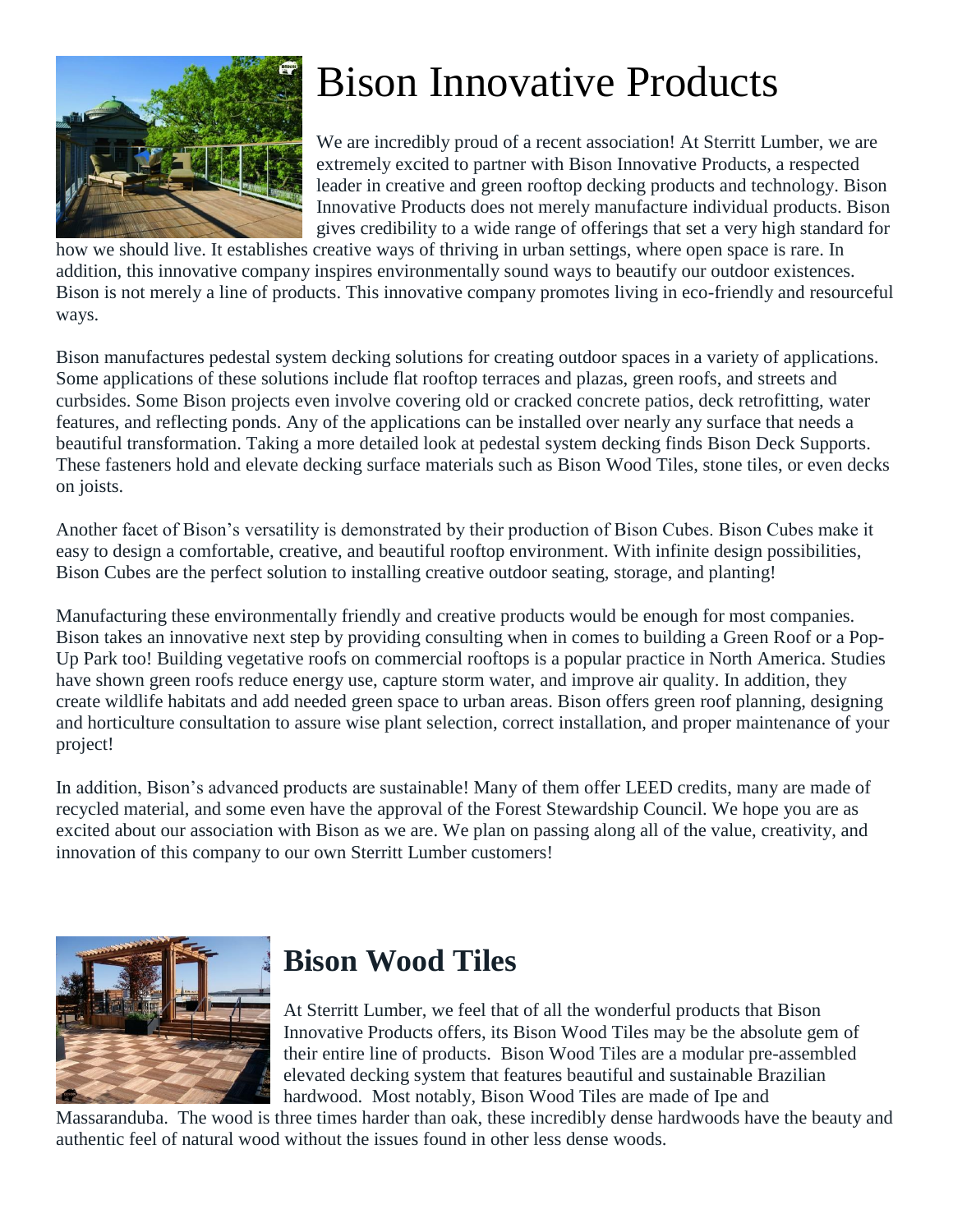# Bison Innovative Products

We are incredibly proud of a recent association! At Sterritt Lumber, we are extremely excited to partner with Bison Innovative Products, a respected leader in creative and green rooftop decking products and technology. Bison Innovative Products does not merely manufacture individual products. Bison gives credibility to a wide range of offerings that set a very high standard for how we should live. It establishes creative ways of thriving in urban settings, where open space is rare. In addition, this innovative company inspires environmentally sound ways to beautify our outdoor existences. Bison is not merely a line of products. This innovative company promotes living in eco-friendly and resourceful ways.

Bison manufactures pedestal system decking solutions for creating outdoor spaces in a variety of applications. Some applications of these solutions include flat rooftop terraces and plazas, green roofs, and streets and curbsides. Some Bison projects even involve covering old or cracked concrete patios, deck retrofitting, water features, and reflecting ponds. Any of the applications can be installed over nearly any surface that needs a beautiful transformation. Taking a more detailed look at pedestal system decking finds Bison Deck Supports. These fasteners hold and elevate decking surface materials such as Bison Wood Tiles, stone tiles, or even decks on joists.

Another facet of Bison's versatility is demonstrated by their production of Bison Cubes. Bison Cubes make it easy to design a comfortable, creative, and beautiful rooftop environment. With infinite design possibilities, Bison Cubes are the perfect solution to installing creative outdoor seating, storage, and planting!

Manufacturing these environmentally friendly and creative products would be enough for most companies. Bison takes an innovative next step by providing consulting when in comes to building a Green Roof or a Pop-Up Park too! Building vegetative roofs on commercial rooftops is a popular practice in North America. Studies have shown green roofs reduce energy use, capture storm water, and improve air quality. In addition, they create wildlife habitats and add needed green space to urban areas. Bison offers green roof planning, designing and horticulture consultation to assure wise plant selection, correct installation, and proper maintenance of your project!

In addition, Bison's advanced products are sustainable! Many of them offer LEED credits, many are made of recycled material, and some even have the approval of the Forest Stewardship Council. We hope you are as excited about our association with Bison as we are. We plan on passing along all of the value, creativity, and innovation of this company to our own Sterritt Lumber customers!

## Bison Wood Tiles

At Sterritt Lumber, we feel that of all the wonderful products that Bison Innovative Products offers, its Bison Wood Tiles may be the absolute gem of their entire line of products. Bison Wood Tiles are a modular pre-assembled elevated decking system that features beautiful and sustainable Brazilian hardwood. Most notably, Bison Wood Tiles are made of Ipe and Massaranduba. The wood is three times harder than oak, these incredibly dense hardwoods have the beauty and authentic feel of natural wood without the issues found in other less dense woods.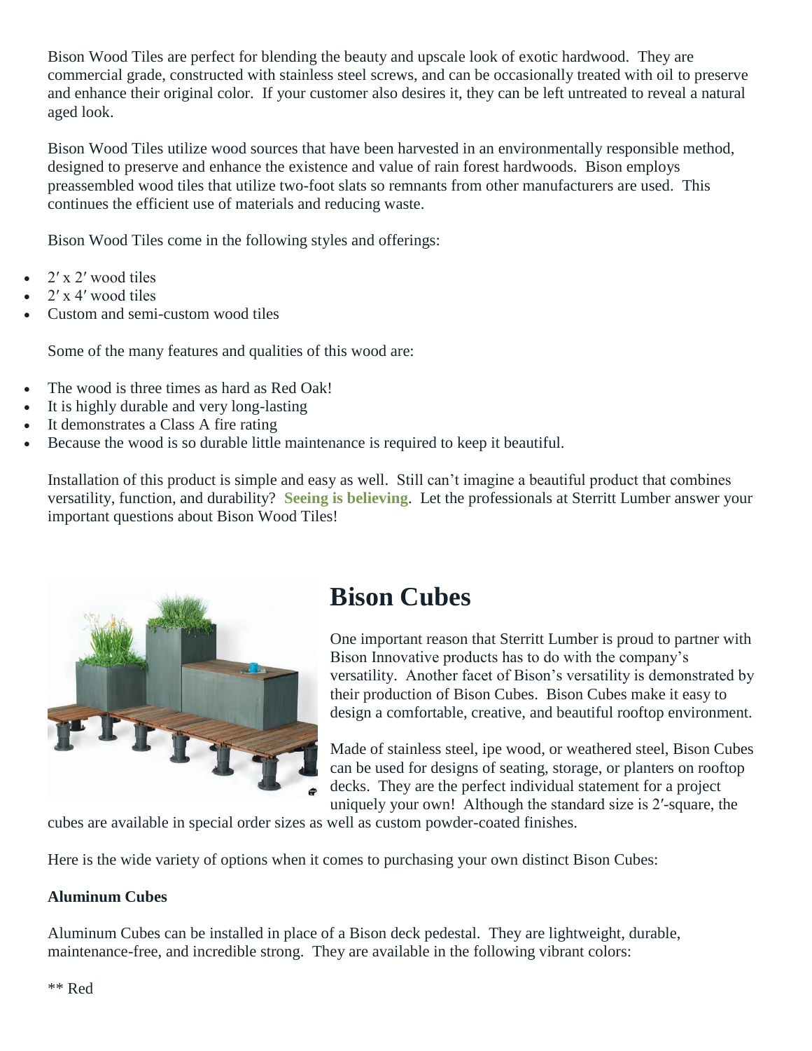Bison Wood Tiles are perfect for blending the beauty and upscale look of exotic hardwood. They are commercial grade, constructed with stainless steel screws, and can be occasionally treated with oil to preserve and enhance their original color. If your customer also desires it, they can be left untreated to reveal a natural aged look.

Bison Wood Tiles utilize wood sources that have been harvested in an environmentally responsible method, designed to preserve and enhance the existence and value of rain forest hardwoods. Bison employs preassembled wood tiles that utilize two-foot slats so remnants from other manufacturers are used. This continues the efficient use of materials and reducing waste.

Bison Wood Tiles come in the following styles and offerings:

- 2′ x 2′ wood tiles
- 2′ x 4′ wood tiles
- Custom and semi-custom wood tiles

Some of the many features and qualities of this wood are:

- The wood is three times as hard as Red Oak!
- It is highly durable and very long-lasting
- It demonstrates a Class A fire rating
- Because the wood is so durable little maintenance is required to keep it beautiful.

Installation of this product is simple and easy as well. Still can't imagine a beautiful product that combines versatility, function, and durability? **Seeing is believing**. Let the professionals at Sterritt Lumber answer your important questions about Bison Wood Tiles!

## Bison Cubes

One important reason that Sterritt Lumber is proud to partner with Bison Innovative products has to do with the company's versatility. Another facet of Bison's versatility is demonstrated by their production of Bison Cubes. Bison Cubes make it easy to design a comfortable, creative, and beautiful rooftop environment.

Made of stainless steel, ipe wood, or weathered steel, Bison Cubes can be used for designs of seating, storage, or planters on rooftop decks. They are the perfect individual statement for a project uniquely your own! Although the standard size is 2′-square, the cubes are available in special order sizes as well as custom powder-coated finishes.

Here is the wide variety of options when it comes to purchasing your own distinct Bison Cubes:

**Aluminum Cubes**

Aluminum Cubes can be installed in place of a Bison deck pedestal. They are lightweight, durable, maintenance-free, and incredible strong. They are available in the following vibrant colors:

** Red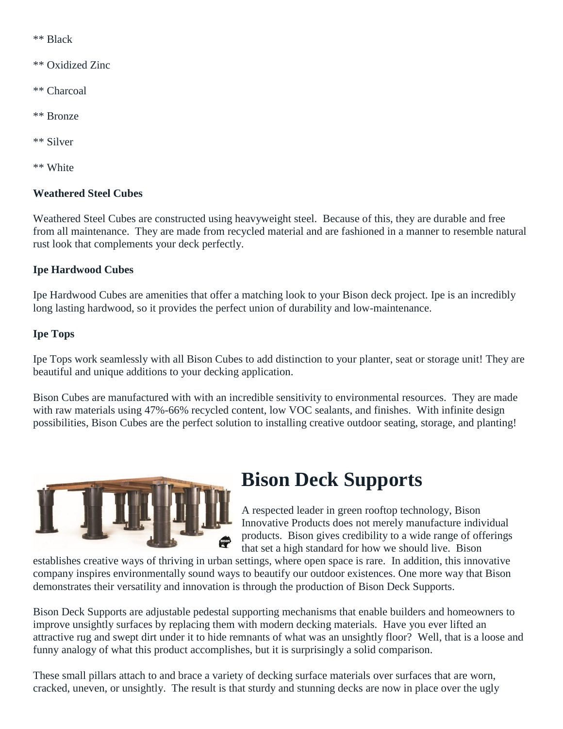** Black

** Oxidized Zinc

** Charcoal

** Bronze

** Silver

** White

**Weathered Steel Cubes**

Weathered Steel Cubes are constructed using heavyweight steel. Because of this, they are durable and free from all maintenance. They are made from recycled material and are fashioned in a manner to resemble natural rust look that complements your deck perfectly.

**Ipe Hardwood Cubes**

Ipe Hardwood Cubes are amenities that offer a matching look to your Bison deck project. Ipe is an incredibly long lasting hardwood, so it provides the perfect union of durability and low-maintenance.

**Ipe Tops**

Ipe Tops work seamlessly with all Bison Cubes to add distinction to your planter, seat or storage unit! They are beautiful and unique additions to your decking application.

Bison Cubes are manufactured with with an incredible sensitivity to environmental resources. They are made with raw materials using 47%-66% recycled content, low VOC sealants, and finishes. With infinite design possibilities, Bison Cubes are the perfect solution to installing creative outdoor seating, storage, and planting!

# Bison Deck Supports

A respected leader in green rooftop technology, Bison Innovative Products does not merely manufacture individual products. Bison gives credibility to a wide range of offerings that set a high standard for how we should live. Bison establishes creative ways of thriving in urban settings, where open space is rare. In addition, this innovative company inspires environmentally sound ways to beautify our outdoor existences. One more way that Bison demonstrates their versatility and innovation is through the production of Bison Deck Supports.

Bison Deck Supports are adjustable pedestal supporting mechanisms that enable builders and homeowners to improve unsightly surfaces by replacing them with modern decking materials. Have you ever lifted an attractive rug and swept dirt under it to hide remnants of what was an unsightly floor? Well, that is a loose and funny analogy of what this product accomplishes, but it is surprisingly a solid comparison.

These small pillars attach to and brace a variety of decking surface materials over surfaces that are worn, cracked, uneven, or unsightly. The result is that sturdy and stunning decks are now in place over the ugly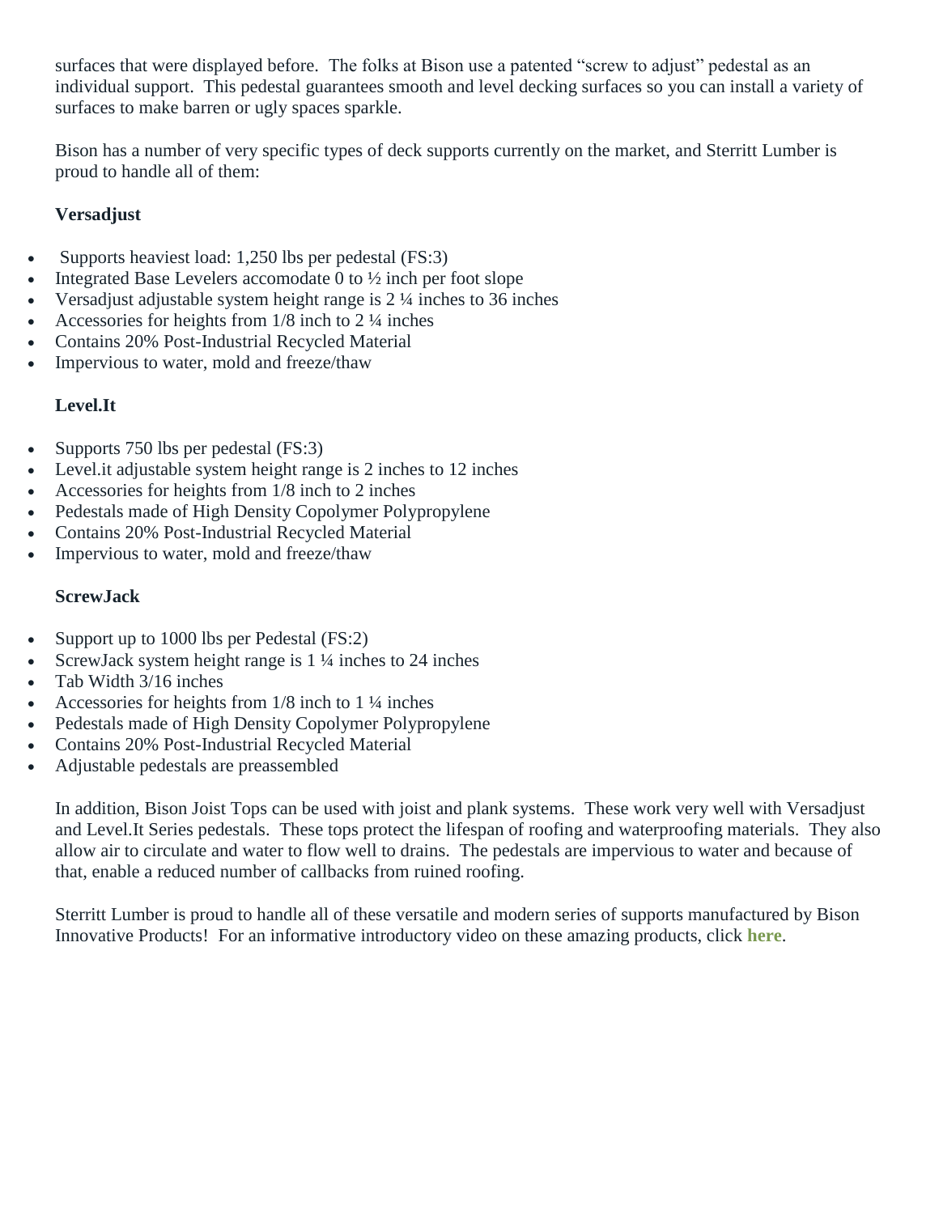surfaces that were displayed before.  The folks at Bison use a patented "screw to adjust" pedestal as an individual support.  This pedestal guarantees smooth and level decking surfaces so you can install a variety of surfaces to make barren or ugly spaces sparkle.

Bison has a number of very specific types of deck supports currently on the market, and Sterritt Lumber is proud to handle all of them:

**Versadjust**

- Supports heaviest load: 1,250 lbs per pedestal (FS:3)
- Integrated Base Levelers accomodate 0 to ½ inch per foot slope
- Versadjust adjustable system height range is 2 ¼ inches to 36 inches
- Accessories for heights from 1/8 inch to 2 ¼ inches
- Contains 20% Post-Industrial Recycled Material
- Impervious to water, mold and freeze/thaw

**Level.It**

- Supports 750 lbs per pedestal (FS:3)
- Level.it adjustable system height range is 2 inches to 12 inches
- Accessories for heights from 1/8 inch to 2 inches
- Pedestals made of High Density Copolymer Polypropylene
- Contains 20% Post-Industrial Recycled Material
- Impervious to water, mold and freeze/thaw

**ScrewJack**

- Support up to 1000 lbs per Pedestal (FS:2)
- ScrewJack system height range is 1 ¼ inches to 24 inches
- Tab Width 3/16 inches
- Accessories for heights from 1/8 inch to 1 ¼ inches
- Pedestals made of High Density Copolymer Polypropylene
- Contains 20% Post-Industrial Recycled Material
- Adjustable pedestals are preassembled

In addition, Bison Joist Tops can be used with joist and plank systems.  These work very well with Versadjust and Level.It Series pedestals.  These tops protect the lifespan of roofing and waterproofing materials.  They also allow air to circulate and water to flow well to drains.  The pedestals are impervious to water and because of that, enable a reduced number of callbacks from ruined roofing.

Sterritt Lumber is proud to handle all of these versatile and modern series of supports manufactured by Bison Innovative Products!  For an informative introductory video on these amazing products, click **here**.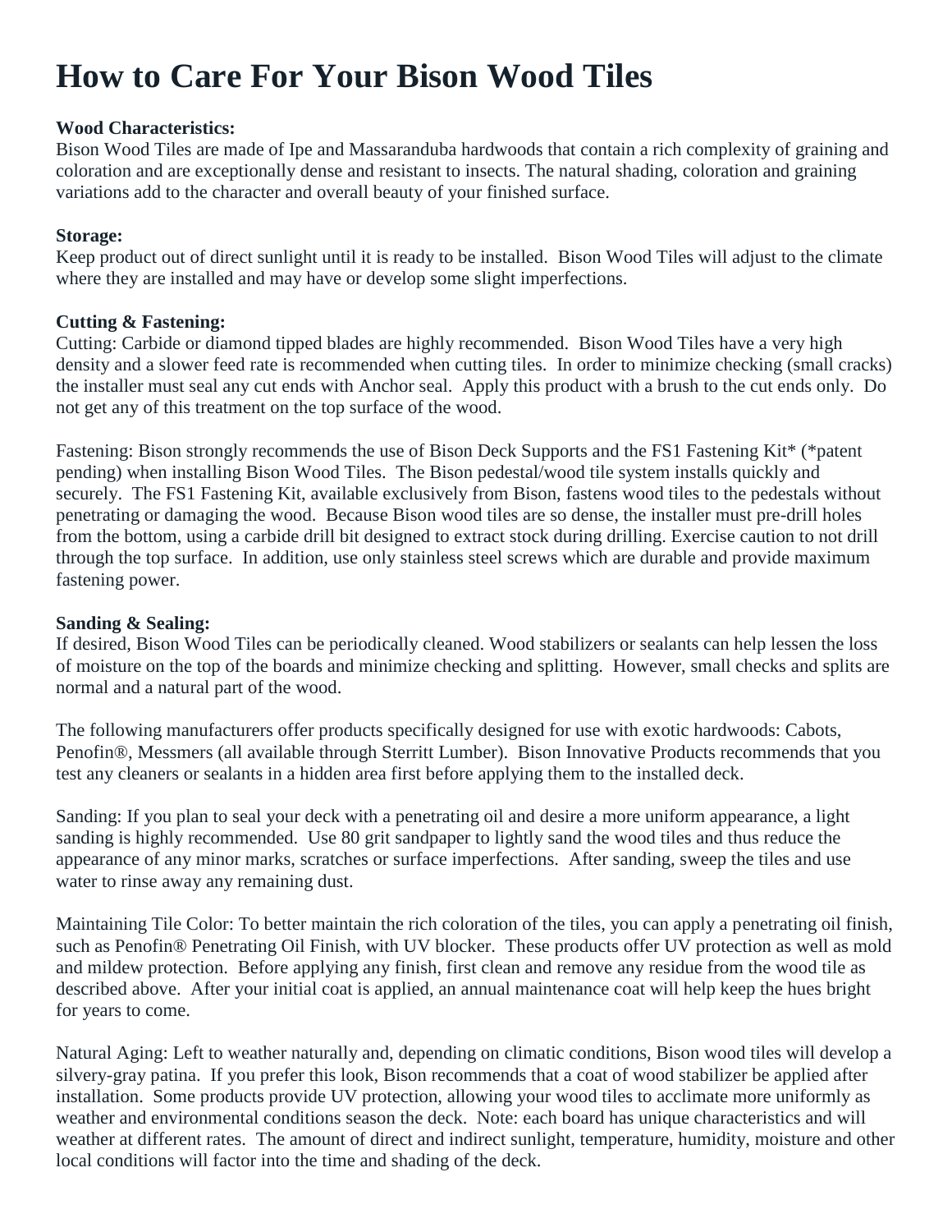# How to Care For Your Bison Wood Tiles

**Wood Characteristics:**
Bison Wood Tiles are made of Ipe and Massaranduba hardwoods that contain a rich complexity of graining and coloration and are exceptionally dense and resistant to insects. The natural shading, coloration and graining variations add to the character and overall beauty of your finished surface.

**Storage:**
Keep product out of direct sunlight until it is ready to be installed. Bison Wood Tiles will adjust to the climate where they are installed and may have or develop some slight imperfections.

**Cutting & Fastening:**
Cutting: Carbide or diamond tipped blades are highly recommended. Bison Wood Tiles have a very high density and a slower feed rate is recommended when cutting tiles. In order to minimize checking (small cracks) the installer must seal any cut ends with Anchor seal. Apply this product with a brush to the cut ends only. Do not get any of this treatment on the top surface of the wood.

Fastening: Bison strongly recommends the use of Bison Deck Supports and the FS1 Fastening Kit* (*patent pending) when installing Bison Wood Tiles. The Bison pedestal/wood tile system installs quickly and securely. The FS1 Fastening Kit, available exclusively from Bison, fastens wood tiles to the pedestals without penetrating or damaging the wood. Because Bison wood tiles are so dense, the installer must pre-drill holes from the bottom, using a carbide drill bit designed to extract stock during drilling. Exercise caution to not drill through the top surface. In addition, use only stainless steel screws which are durable and provide maximum fastening power.

**Sanding & Sealing:**
If desired, Bison Wood Tiles can be periodically cleaned. Wood stabilizers or sealants can help lessen the loss of moisture on the top of the boards and minimize checking and splitting. However, small checks and splits are normal and a natural part of the wood.

The following manufacturers offer products specifically designed for use with exotic hardwoods: Cabots, Penofin®, Messmers (all available through Sterritt Lumber). Bison Innovative Products recommends that you test any cleaners or sealants in a hidden area first before applying them to the installed deck.

Sanding: If you plan to seal your deck with a penetrating oil and desire a more uniform appearance, a light sanding is highly recommended. Use 80 grit sandpaper to lightly sand the wood tiles and thus reduce the appearance of any minor marks, scratches or surface imperfections. After sanding, sweep the tiles and use water to rinse away any remaining dust.

Maintaining Tile Color: To better maintain the rich coloration of the tiles, you can apply a penetrating oil finish, such as Penofin® Penetrating Oil Finish, with UV blocker. These products offer UV protection as well as mold and mildew protection. Before applying any finish, first clean and remove any residue from the wood tile as described above. After your initial coat is applied, an annual maintenance coat will help keep the hues bright for years to come.

Natural Aging: Left to weather naturally and, depending on climatic conditions, Bison wood tiles will develop a silvery-gray patina. If you prefer this look, Bison recommends that a coat of wood stabilizer be applied after installation. Some products provide UV protection, allowing your wood tiles to acclimate more uniformly as weather and environmental conditions season the deck. Note: each board has unique characteristics and will weather at different rates. The amount of direct and indirect sunlight, temperature, humidity, moisture and other local conditions will factor into the time and shading of the deck.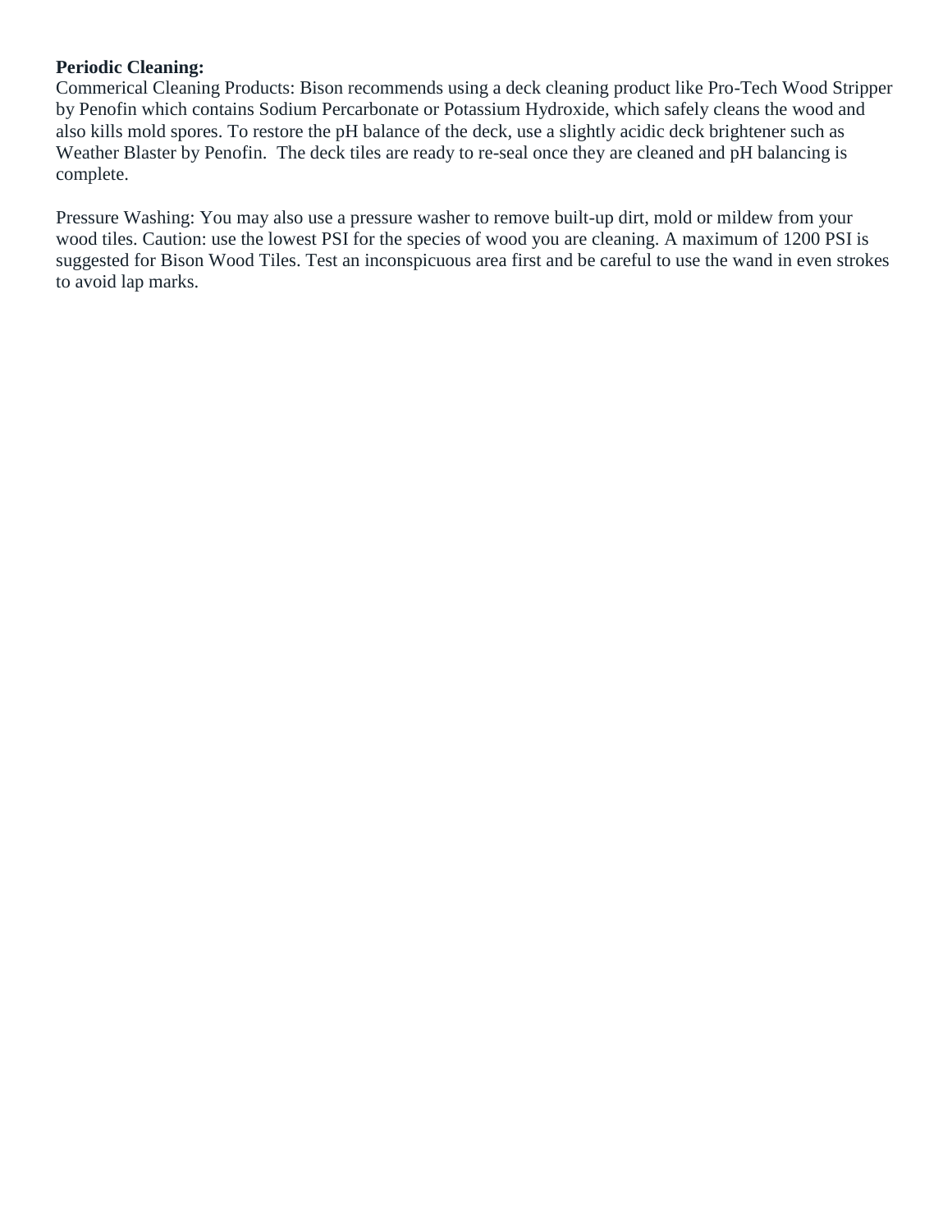**Periodic Cleaning:**

Commerical Cleaning Products: Bison recommends using a deck cleaning product like Pro-Tech Wood Stripper by Penofin which contains Sodium Percarbonate or Potassium Hydroxide, which safely cleans the wood and also kills mold spores. To restore the pH balance of the deck, use a slightly acidic deck brightener such as Weather Blaster by Penofin. The deck tiles are ready to re-seal once they are cleaned and pH balancing is complete.

Pressure Washing: You may also use a pressure washer to remove built-up dirt, mold or mildew from your wood tiles. Caution: use the lowest PSI for the species of wood you are cleaning. A maximum of 1200 PSI is suggested for Bison Wood Tiles. Test an inconspicuous area first and be careful to use the wand in even strokes to avoid lap marks.